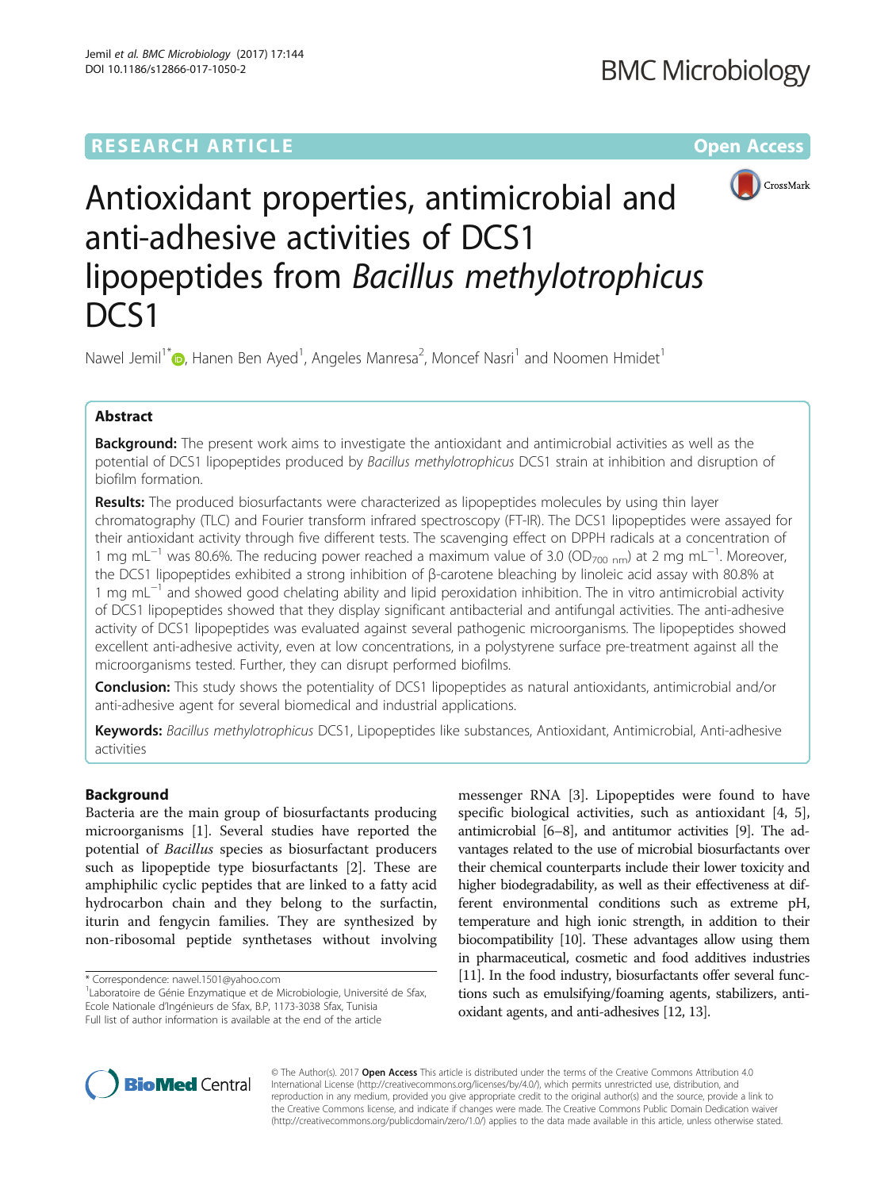RESEARCH ARTICLE

Open Access

# Antioxidant properties, antimicrobial and anti-adhesive activities of DCS1 lipopeptides from *Bacillus methylotrophicus* DCS1

Nawel Jemil[1*], Hanen Ben Ayed[1], Angeles Manresa[2], Moncef Nasri[1] and Noomen Hmidet[1]

## Abstract

**Background:** The present work aims to investigate the antioxidant and antimicrobial activities as well as the potential of DCS1 lipopeptides produced by *Bacillus methylotrophicus* DCS1 strain at inhibition and disruption of biofilm formation.

**Results:** The produced biosurfactants were characterized as lipopeptides molecules by using thin layer chromatography (TLC) and Fourier transform infrared spectroscopy (FT-IR). The DCS1 lipopeptides were assayed for their antioxidant activity through five different tests. The scavenging effect on DPPH radicals at a concentration of 1 mg mL$^{-1}$ was 80.6%. The reducing power reached a maximum value of 3.0 ($OD_{700\ nm}$) at 2 mg mL$^{-1}$. Moreover, the DCS1 lipopeptides exhibited a strong inhibition of β-carotene bleaching by linoleic acid assay with 80.8% at 1 mg mL$^{-1}$ and showed good chelating ability and lipid peroxidation inhibition. The in vitro antimicrobial activity of DCS1 lipopeptides showed that they display significant antibacterial and antifungal activities. The anti-adhesive activity of DCS1 lipopeptides was evaluated against several pathogenic microorganisms. The lipopeptides showed excellent anti-adhesive activity, even at low concentrations, in a polystyrene surface pre-treatment against all the microorganisms tested. Further, they can disrupt performed biofilms.

**Conclusion:** This study shows the potentiality of DCS1 lipopeptides as natural antioxidants, antimicrobial and/or anti-adhesive agent for several biomedical and industrial applications.

**Keywords:** *Bacillus methylotrophicus* DCS1, Lipopeptides like substances, Antioxidant, Antimicrobial, Anti-adhesive activities

## Background

Bacteria are the main group of biosurfactants producing microorganisms [1]. Several studies have reported the potential of *Bacillus* species as biosurfactant producers such as lipopeptide type biosurfactants [2]. These are amphiphilic cyclic peptides that are linked to a fatty acid hydrocarbon chain and they belong to the surfactin, iturin and fengycin families. They are synthesized by non-ribosomal peptide synthetases without involving messenger RNA [3]. Lipopeptides were found to have specific biological activities, such as antioxidant [4, 5], antimicrobial [6–8], and antitumor activities [9]. The advantages related to the use of microbial biosurfactants over their chemical counterparts include their lower toxicity and higher biodegradability, as well as their effectiveness at different environmental conditions such as extreme pH, temperature and high ionic strength, in addition to their biocompatibility [10]. These advantages allow using them in pharmaceutical, cosmetic and food additives industries [11]. In the food industry, biosurfactants offer several functions such as emulsifying/foaming agents, stabilizers, antioxidant agents, and anti-adhesives [12, 13].

* Correspondence: nawel.1501@yahoo.com
[1]Laboratoire de Génie Enzymatique et de Microbiologie, Université de Sfax, Ecole Nationale d'Ingénieurs de Sfax, B.P, 1173-3038 Sfax, Tunisia
Full list of author information is available at the end of the article

© The Author(s). 2017 **Open Access** This article is distributed under the terms of the Creative Commons Attribution 4.0 International License (http://creativecommons.org/licenses/by/4.0/), which permits unrestricted use, distribution, and reproduction in any medium, provided you give appropriate credit to the original author(s) and the source, provide a link to the Creative Commons license, and indicate if changes were made. The Creative Commons Public Domain Dedication waiver (http://creativecommons.org/publicdomain/zero/1.0/) applies to the data made available in this article, unless otherwise stated.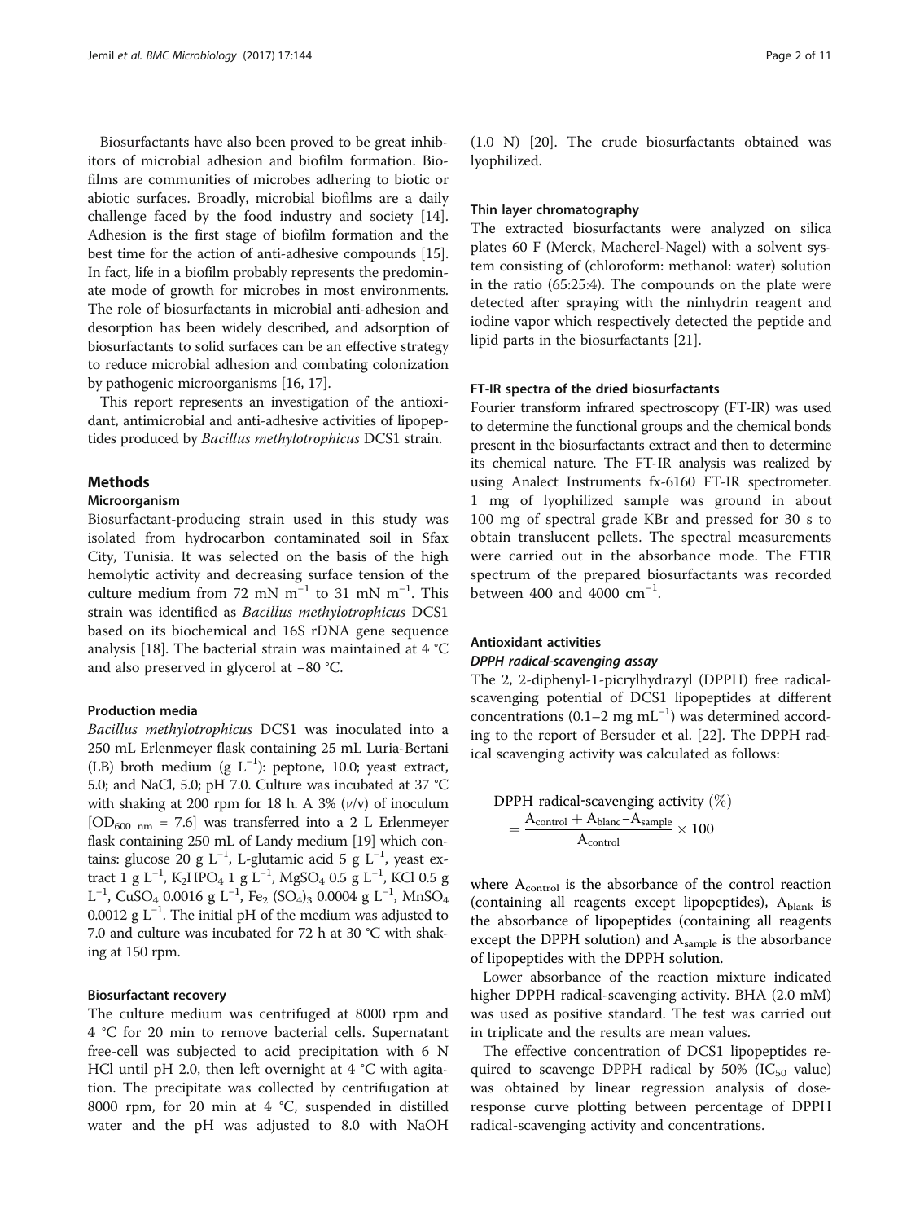Biosurfactants have also been proved to be great inhibitors of microbial adhesion and biofilm formation. Biofilms are communities of microbes adhering to biotic or abiotic surfaces. Broadly, microbial biofilms are a daily challenge faced by the food industry and society [14]. Adhesion is the first stage of biofilm formation and the best time for the action of anti-adhesive compounds [15]. In fact, life in a biofilm probably represents the predominate mode of growth for microbes in most environments. The role of biosurfactants in microbial anti-adhesion and desorption has been widely described, and adsorption of biosurfactants to solid surfaces can be an effective strategy to reduce microbial adhesion and combating colonization by pathogenic microorganisms [16, 17].

This report represents an investigation of the antioxidant, antimicrobial and anti-adhesive activities of lipopeptides produced by *Bacillus methylotrophicus* DCS1 strain.

## Methods

### Microorganism

Biosurfactant-producing strain used in this study was isolated from hydrocarbon contaminated soil in Sfax City, Tunisia. It was selected on the basis of the high hemolytic activity and decreasing surface tension of the culture medium from 72 mN $m^{-1}$ to 31 mN $m^{-1}$. This strain was identified as *Bacillus methylotrophicus* DCS1 based on its biochemical and 16S rDNA gene sequence analysis [18]. The bacterial strain was maintained at 4 °C and also preserved in glycerol at −80 °C.

### Production media

*Bacillus methylotrophicus* DCS1 was inoculated into a 250 mL Erlenmeyer flask containing 25 mL Luria-Bertani (LB) broth medium (g $L^{-1}$): peptone, 10.0; yeast extract, 5.0; and NaCl, 5.0; pH 7.0. Culture was incubated at 37 °C with shaking at 200 rpm for 18 h. A 3% (*v*/v) of inoculum [$OD_{600\ nm}$ = 7.6] was transferred into a 2 L Erlenmeyer flask containing 250 mL of Landy medium [19] which contains: glucose 20 g $L^{-1}$, L-glutamic acid 5 g $L^{-1}$, yeast extract 1 g $L^{-1}$, $K_2HPO_4$ 1 g $L^{-1}$, $MgSO_4$ 0.5 g $L^{-1}$, KCl 0.5 g $L^{-1}$, $CuSO_4$ 0.0016 g $L^{-1}$, $Fe_2(SO_4)_3$ 0.0004 g $L^{-1}$, $MnSO_4$ 0.0012 g $L^{-1}$. The initial pH of the medium was adjusted to 7.0 and culture was incubated for 72 h at 30 °C with shaking at 150 rpm.

### Biosurfactant recovery

The culture medium was centrifuged at 8000 rpm and 4 °C for 20 min to remove bacterial cells. Supernatant free-cell was subjected to acid precipitation with 6 N HCl until pH 2.0, then left overnight at 4 °C with agitation. The precipitate was collected by centrifugation at 8000 rpm, for 20 min at 4 °C, suspended in distilled water and the pH was adjusted to 8.0 with NaOH (1.0 N) [20]. The crude biosurfactants obtained was lyophilized.

### Thin layer chromatography

The extracted biosurfactants were analyzed on silica plates 60 F (Merck, Macherel-Nagel) with a solvent system consisting of (chloroform: methanol: water) solution in the ratio (65:25:4). The compounds on the plate were detected after spraying with the ninhydrin reagent and iodine vapor which respectively detected the peptide and lipid parts in the biosurfactants [21].

### FT-IR spectra of the dried biosurfactants

Fourier transform infrared spectroscopy (FT-IR) was used to determine the functional groups and the chemical bonds present in the biosurfactants extract and then to determine its chemical nature. The FT-IR analysis was realized by using Analect Instruments fx-6160 FT-IR spectrometer. 1 mg of lyophilized sample was ground in about 100 mg of spectral grade KBr and pressed for 30 s to obtain translucent pellets. The spectral measurements were carried out in the absorbance mode. The FTIR spectrum of the prepared biosurfactants was recorded between 400 and 4000 $cm^{-1}$.

### Antioxidant activities

#### *DPPH radical-scavenging assay*

The 2, 2-diphenyl-1-picrylhydrazyl (DPPH) free radical-scavenging potential of DCS1 lipopeptides at different concentrations (0.1–2 mg $mL^{-1}$) was determined according to the report of Bersuder et al. [22]. The DPPH radical scavenging activity was calculated as follows:

$$\text{DPPH radical-scavenging activity } (\%) = \frac{A_{control} + A_{blanc} - A_{sample}}{A_{control}} \times 100$$

where $A_{control}$ is the absorbance of the control reaction (containing all reagents except lipopeptides), $A_{blank}$ is the absorbance of lipopeptides (containing all reagents except the DPPH solution) and $A_{sample}$ is the absorbance of lipopeptides with the DPPH solution.

Lower absorbance of the reaction mixture indicated higher DPPH radical-scavenging activity. BHA (2.0 mM) was used as positive standard. The test was carried out in triplicate and the results are mean values.

The effective concentration of DCS1 lipopeptides required to scavenge DPPH radical by 50% ($IC_{50}$ value) was obtained by linear regression analysis of dose-response curve plotting between percentage of DPPH radical-scavenging activity and concentrations.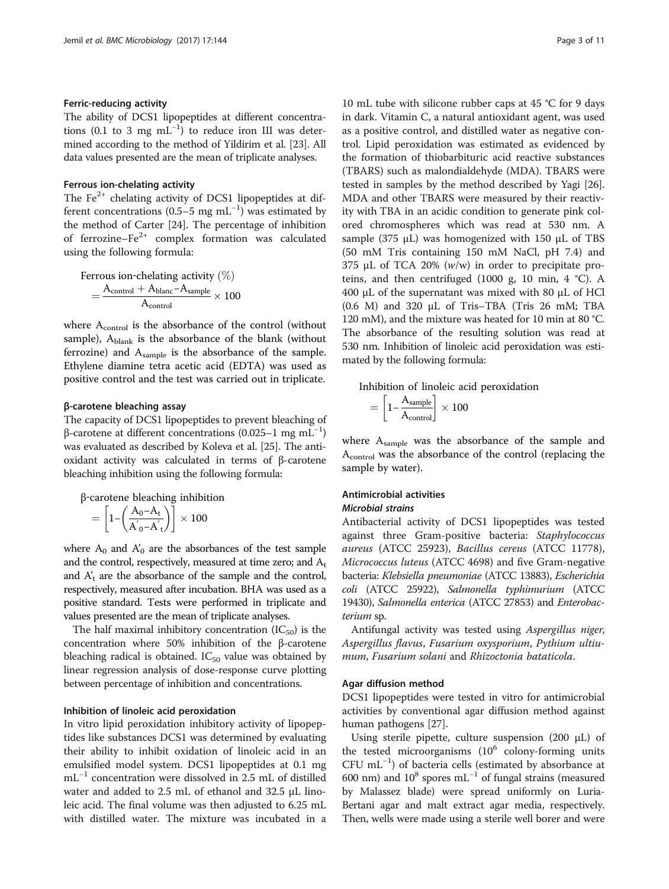#### Ferric-reducing activity

The ability of DCS1 lipopeptides at different concentrations (0.1 to 3 mg $mL^{-1}$) to reduce iron III was determined according to the method of Yildirim et al. [23]. All data values presented are the mean of triplicate analyses.

#### Ferrous ion-chelating activity

The $Fe^{2+}$ chelating activity of DCS1 lipopeptides at different concentrations (0.5–5 mg $mL^{-1}$) was estimated by the method of Carter [24]. The percentage of inhibition of ferrozine–$Fe^{2+}$ complex formation was calculated using the following formula:

$$\text{Ferrous ion-chelating activity } (\%) = \frac{A_{control} + A_{blanc} - A_{sample}}{A_{control}} \times 100$$

where $A_{control}$ is the absorbance of the control (without sample), $A_{blank}$ is the absorbance of the blank (without ferrozine) and $A_{sample}$ is the absorbance of the sample. Ethylene diamine tetra acetic acid (EDTA) was used as positive control and the test was carried out in triplicate.

#### β-carotene bleaching assay

The capacity of DCS1 lipopeptides to prevent bleaching of β-carotene at different concentrations (0.025–1 mg $mL^{-1}$) was evaluated as described by Koleva et al. [25]. The antioxidant activity was calculated in terms of β-carotene bleaching inhibition using the following formula:

$$\beta\text{-carotene bleaching inhibition} = \left[1 - \left(\frac{A_0 - A_t}{A'_0 - A'_t}\right)\right] \times 100$$

where $A_0$ and $A'_0$ are the absorbances of the test sample and the control, respectively, measured at time zero; and $A_t$ and $A'_t$ are the absorbance of the sample and the control, respectively, measured after incubation. BHA was used as a positive standard. Tests were performed in triplicate and values presented are the mean of triplicate analyses.

The half maximal inhibitory concentration ($IC_{50}$) is the concentration where 50% inhibition of the β-carotene bleaching radical is obtained. $IC_{50}$ value was obtained by linear regression analysis of dose-response curve plotting between percentage of inhibition and concentrations.

#### Inhibition of linoleic acid peroxidation

In vitro lipid peroxidation inhibitory activity of lipopeptides like substances DCS1 was determined by evaluating their ability to inhibit oxidation of linoleic acid in an emulsified model system. DCS1 lipopeptides at 0.1 mg $mL^{-1}$ concentration were dissolved in 2.5 mL of distilled water and added to 2.5 mL of ethanol and 32.5 μL linoleic acid. The final volume was then adjusted to 6.25 mL with distilled water. The mixture was incubated in a 10 mL tube with silicone rubber caps at 45 °C for 9 days in dark. Vitamin C, a natural antioxidant agent, was used as a positive control, and distilled water as negative control. Lipid peroxidation was estimated as evidenced by the formation of thiobarbituric acid reactive substances (TBARS) such as malondialdehyde (MDA). TBARS were tested in samples by the method described by Yagi [26]. MDA and other TBARS were measured by their reactivity with TBA in an acidic condition to generate pink colored chromospheres which was read at 530 nm. A sample (375 μL) was homogenized with 150 μL of TBS (50 mM Tris containing 150 mM NaCl, pH 7.4) and 375 μL of TCA 20% (*w*/w) in order to precipitate proteins, and then centrifuged (1000 g, 10 min, 4 °C). A 400 μL of the supernatant was mixed with 80 μL of HCl (0.6 M) and 320 μL of Tris–TBA (Tris 26 mM; TBA 120 mM), and the mixture was heated for 10 min at 80 °C. The absorbance of the resulting solution was read at 530 nm. Inhibition of linoleic acid peroxidation was estimated by the following formula:

$$\text{Inhibition of linoleic acid peroxidation} = \left[1 - \frac{A_{sample}}{A_{control}}\right] \times 100$$

where $A_{sample}$ was the absorbance of the sample and $A_{control}$ was the absorbance of the control (replacing the sample by water).

### Antimicrobial activities

#### *Microbial strains*

Antibacterial activity of DCS1 lipopeptides was tested against three Gram-positive bacteria: *Staphylococcus aureus* (ATCC 25923), *Bacillus cereus* (ATCC 11778), *Micrococcus luteus* (ATCC 4698) and five Gram-negative bacteria: *Klebsiella pneumoniae* (ATCC 13883), *Escherichia coli* (ATCC 25922), *Salmonella typhimurium* (ATCC 19430), *Salmonella enterica* (ATCC 27853) and *Enterobacterium* sp.

Antifungal activity was tested using *Aspergillus niger*, *Aspergillus flavus*, *Fusarium oxysporium*, *Pythium ultiumum*, *Fusarium solani* and *Rhizoctonia bataticola*.

#### Agar diffusion method

DCS1 lipopeptides were tested in vitro for antimicrobial activities by conventional agar diffusion method against human pathogens [27].

Using sterile pipette, culture suspension (200 μL) of the tested microorganisms ($10^6$ colony-forming units CFU $mL^{-1}$) of bacteria cells (estimated by absorbance at 600 nm) and $10^8$ spores $mL^{-1}$ of fungal strains (measured by Malassez blade) were spread uniformly on Luria-Bertani agar and malt extract agar media, respectively. Then, wells were made using a sterile well borer and were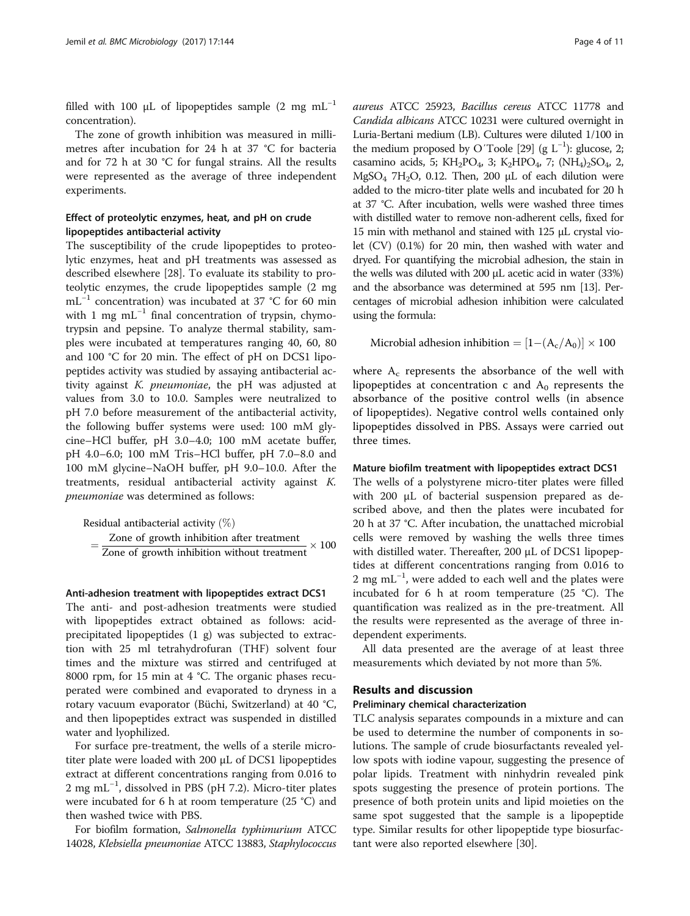filled with 100 μL of lipopeptides sample (2 mg $mL^{-1}$ concentration).

The zone of growth inhibition was measured in millimetres after incubation for 24 h at 37 °C for bacteria and for 72 h at 30 °C for fungal strains. All the results were represented as the average of three independent experiments.

### Effect of proteolytic enzymes, heat, and pH on crude lipopeptides antibacterial activity

The susceptibility of the crude lipopeptides to proteolytic enzymes, heat and pH treatments was assessed as described elsewhere [28]. To evaluate its stability to proteolytic enzymes, the crude lipopeptides sample (2 mg $mL^{-1}$ concentration) was incubated at 37 °C for 60 min with 1 mg $mL^{-1}$ final concentration of trypsin, chymotrypsin and pepsine. To analyze thermal stability, samples were incubated at temperatures ranging 40, 60, 80 and 100 °C for 20 min. The effect of pH on DCS1 lipopeptides activity was studied by assaying antibacterial activity against *K. pneumoniae*, the pH was adjusted at values from 3.0 to 10.0. Samples were neutralized to pH 7.0 before measurement of the antibacterial activity, the following buffer systems were used: 100 mM glycine–HCl buffer, pH 3.0–4.0; 100 mM acetate buffer, pH 4.0–6.0; 100 mM Tris–HCl buffer, pH 7.0–8.0 and 100 mM glycine–NaOH buffer, pH 9.0–10.0. After the treatments, residual antibacterial activity against *K. pneumoniae* was determined as follows:

$$\text{Residual antibacterial activity } (\%) = \frac{\text{Zone of growth inhibition after treatment}}{\text{Zone of growth inhibition without treatment}} \times 100$$

#### Anti-adhesion treatment with lipopeptides extract DCS1

The anti- and post-adhesion treatments were studied with lipopeptides extract obtained as follows: acid-precipitated lipopeptides (1 g) was subjected to extraction with 25 ml tetrahydrofuran (THF) solvent four times and the mixture was stirred and centrifuged at 8000 rpm, for 15 min at 4 °C. The organic phases recuperated were combined and evaporated to dryness in a rotary vacuum evaporator (Büchi, Switzerland) at 40 °C, and then lipopeptides extract was suspended in distilled water and lyophilized.

For surface pre-treatment, the wells of a sterile microtiter plate were loaded with 200 μL of DCS1 lipopeptides extract at different concentrations ranging from 0.016 to 2 mg $mL^{-1}$, dissolved in PBS (pH 7.2). Micro-titer plates were incubated for 6 h at room temperature (25 °C) and then washed twice with PBS.

For biofilm formation, *Salmonella typhimurium* ATCC 14028, *Klebsiella pneumoniae* ATCC 13883, *Staphylococcus aureus* ATCC 25923, *Bacillus cereus* ATCC 11778 and *Candida albicans* ATCC 10231 were cultured overnight in Luria-Bertani medium (LB). Cultures were diluted 1/100 in the medium proposed by O′Toole [29] (g $L^{-1}$): glucose, 2; casamino acids, 5; $KH_2PO_4$, 3; $K_2HPO_4$, 7; $(NH_4)_2SO_4$, 2, $MgSO_4$ $7H_2O$, 0.12. Then, 200 μL of each dilution were added to the micro-titer plate wells and incubated for 20 h at 37 °C. After incubation, wells were washed three times with distilled water to remove non-adherent cells, fixed for 15 min with methanol and stained with 125 μL crystal violet (CV) (0.1%) for 20 min, then washed with water and dryed. For quantifying the microbial adhesion, the stain in the wells was diluted with 200 μL acetic acid in water (33%) and the absorbance was determined at 595 nm [13]. Percentages of microbial adhesion inhibition were calculated using the formula:

$$\text{Microbial adhesion inhibition} = [1-(A_c/A_0)] \times 100$$

where $A_c$ represents the absorbance of the well with lipopeptides at concentration c and $A_0$ represents the absorbance of the positive control wells (in absence of lipopeptides). Negative control wells contained only lipopeptides dissolved in PBS. Assays were carried out three times.

#### Mature biofilm treatment with lipopeptides extract DCS1

The wells of a polystyrene micro-titer plates were filled with 200 μL of bacterial suspension prepared as described above, and then the plates were incubated for 20 h at 37 °C. After incubation, the unattached microbial cells were removed by washing the wells three times with distilled water. Thereafter, 200 μL of DCS1 lipopeptides at different concentrations ranging from 0.016 to 2 mg $mL^{-1}$, were added to each well and the plates were incubated for 6 h at room temperature (25 °C). The quantification was realized as in the pre-treatment. All the results were represented as the average of three independent experiments.

All data presented are the average of at least three measurements which deviated by not more than 5%.

## Results and discussion

### Preliminary chemical characterization

TLC analysis separates compounds in a mixture and can be used to determine the number of components in solutions. The sample of crude biosurfactants revealed yellow spots with iodine vapour, suggesting the presence of polar lipids. Treatment with ninhydrin revealed pink spots suggesting the presence of protein portions. The presence of both protein units and lipid moieties on the same spot suggested that the sample is a lipopeptide type. Similar results for other lipopeptide type biosurfactant were also reported elsewhere [30].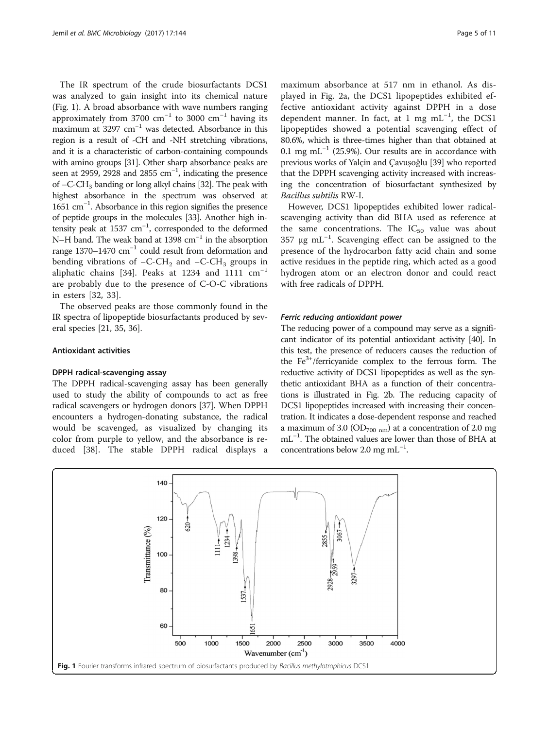The IR spectrum of the crude biosurfactants DCS1 was analyzed to gain insight into its chemical nature (Fig. 1). A broad absorbance with wave numbers ranging approximately from 3700 $cm^{-1}$ to 3000 $cm^{-1}$ having its maximum at 3297 $cm^{-1}$ was detected. Absorbance in this region is a result of -CH and -NH stretching vibrations, and it is a characteristic of carbon-containing compounds with amino groups [31]. Other sharp absorbance peaks are seen at 2959, 2928 and 2855 $cm^{-1}$, indicating the presence of –C-$CH_3$ banding or long alkyl chains [32]. The peak with highest absorbance in the spectrum was observed at 1651 $cm^{-1}$. Absorbance in this region signifies the presence of peptide groups in the molecules [33]. Another high intensity peak at 1537 $cm^{-1}$, corresponded to the deformed N–H band. The weak band at 1398 $cm^{-1}$ in the absorption range 1370–1470 $cm^{-1}$ could result from deformation and bending vibrations of –C-$CH_2$ and –C-$CH_3$ groups in aliphatic chains [34]. Peaks at 1234 and 1111 $cm^{-1}$ are probably due to the presence of C-O-C vibrations in esters [32, 33].

The observed peaks are those commonly found in the IR spectra of lipopeptide biosurfactants produced by several species [21, 35, 36].

### Antioxidant activities

#### DPPH radical-scavenging assay

The DPPH radical-scavenging assay has been generally used to study the ability of compounds to act as free radical scavengers or hydrogen donors [37]. When DPPH encounters a hydrogen-donating substance, the radical would be scavenged, as visualized by changing its color from purple to yellow, and the absorbance is reduced [38]. The stable DPPH radical displays a maximum absorbance at 517 nm in ethanol. As displayed in Fig. 2a, the DCS1 lipopeptides exhibited effective antioxidant activity against DPPH in a dose dependent manner. In fact, at 1 mg $mL^{-1}$, the DCS1 lipopeptides showed a potential scavenging effect of 80.6%, which is three-times higher than that obtained at 0.1 mg $mL^{-1}$ (25.9%). Our results are in accordance with previous works of Yalçin and Çavuşoğlu [39] who reported that the DPPH scavenging activity increased with increasing the concentration of biosurfactant synthesized by *Bacillus subtilis* RW-I.

However, DCS1 lipopeptides exhibited lower radical-scavenging activity than did BHA used as reference at the same concentrations. The $IC_{50}$ value was about 357 μg $mL^{-1}$. Scavenging effect can be assigned to the presence of the hydrocarbon fatty acid chain and some active residues in the peptide ring, which acted as a good hydrogen atom or an electron donor and could react with free radicals of DPPH.

#### Ferric reducing antioxidant power

The reducing power of a compound may serve as a significant indicator of its potential antioxidant activity [40]. In this test, the presence of reducers causes the reduction of the $Fe^{3+}$/ferricyanide complex to the ferrous form. The reductive activity of DCS1 lipopeptides as well as the synthetic antioxidant BHA as a function of their concentrations is illustrated in Fig. 2b. The reducing capacity of DCS1 lipopeptides increased with increasing their concentration. It indicates a dose-dependent response and reached a maximum of 3.0 ($OD_{700\ nm}$) at a concentration of 2.0 mg $mL^{-1}$. The obtained values are lower than those of BHA at concentrations below 2.0 mg $mL^{-1}$.

**Fig. 1** Fourier transforms infrared spectrum of biosurfactants produced by *Bacillus methylotrophicus* DCS1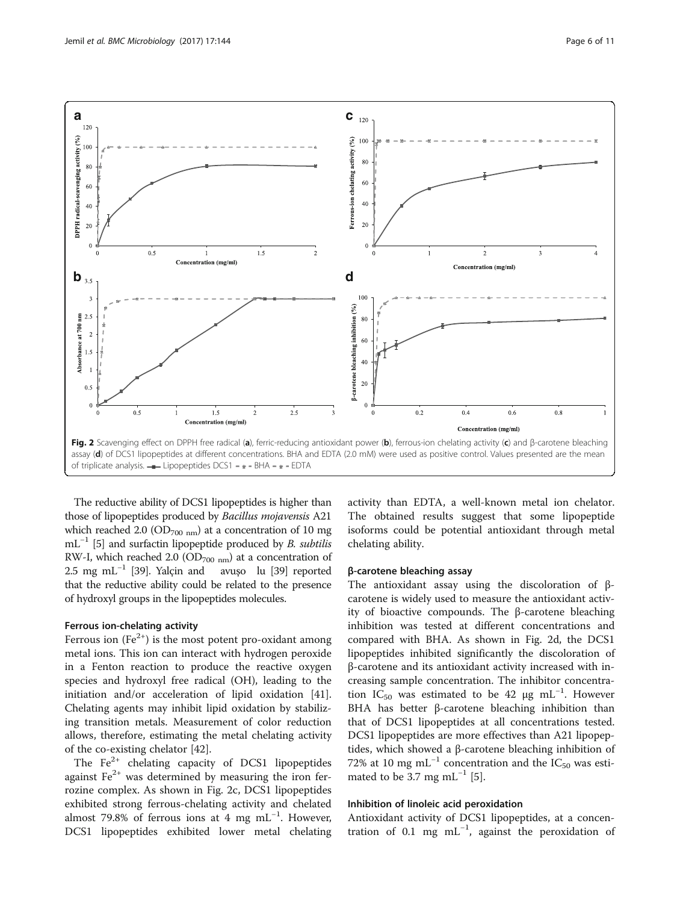Fig. 2 Scavenging effect on DPPH free radical (**a**), ferric-reducing antioxidant power (**b**), ferrous-ion chelating activity (**c**) and β-carotene bleaching assay (**d**) of DCS1 lipopeptides at different concentrations. BHA and EDTA (2.0 mM) were used as positive control. Values presented are the mean of triplicate analysis. —■— Lipopeptides DCS1 - -▲- - BHA - -★- - EDTA

The reductive ability of DCS1 lipopeptides is higher than those of lipopeptides produced by *Bacillus mojavensis* A21 which reached 2.0 ($OD_{700\ nm}$) at a concentration of 10 mg $mL^{-1}$ [5] and surfactin lipopeptide produced by *B. subtilis* RW-I, which reached 2.0 ($OD_{700\ nm}$) at a concentration of 2.5 mg $mL^{-1}$ [39]. Yalçin and avuşo lu [39] reported that the reductive ability could be related to the presence of hydroxyl groups in the lipopeptides molecules.

#### Ferrous ion-chelating activity

Ferrous ion ($Fe^{2+}$) is the most potent pro-oxidant among metal ions. This ion can interact with hydrogen peroxide in a Fenton reaction to produce the reactive oxygen species and hydroxyl free radical (OH), leading to the initiation and/or acceleration of lipid oxidation [41]. Chelating agents may inhibit lipid oxidation by stabilizing transition metals. Measurement of color reduction allows, therefore, estimating the metal chelating activity of the co-existing chelator [42].

The $Fe^{2+}$ chelating capacity of DCS1 lipopeptides against $Fe^{2+}$ was determined by measuring the iron ferrozine complex. As shown in Fig. 2c, DCS1 lipopeptides exhibited strong ferrous-chelating activity and chelated almost 79.8% of ferrous ions at 4 mg $mL^{-1}$. However, DCS1 lipopeptides exhibited lower metal chelating activity than EDTA, a well-known metal ion chelator. The obtained results suggest that some lipopeptide isoforms could be potential antioxidant through metal chelating ability.

#### β-carotene bleaching assay

The antioxidant assay using the discoloration of β-carotene is widely used to measure the antioxidant activity of bioactive compounds. The β-carotene bleaching inhibition was tested at different concentrations and compared with BHA. As shown in Fig. 2d, the DCS1 lipopeptides inhibited significantly the discoloration of β-carotene and its antioxidant activity increased with increasing sample concentration. The inhibitor concentration $IC_{50}$ was estimated to be 42 μg $mL^{-1}$. However BHA has better β-carotene bleaching inhibition than that of DCS1 lipopeptides at all concentrations tested. DCS1 lipopeptides are more effectives than A21 lipopeptides, which showed a β-carotene bleaching inhibition of 72% at 10 mg $mL^{-1}$ concentration and the $IC_{50}$ was estimated to be 3.7 mg $mL^{-1}$ [5].

#### Inhibition of linoleic acid peroxidation

Antioxidant activity of DCS1 lipopeptides, at a concentration of 0.1 mg $mL^{-1}$, against the peroxidation of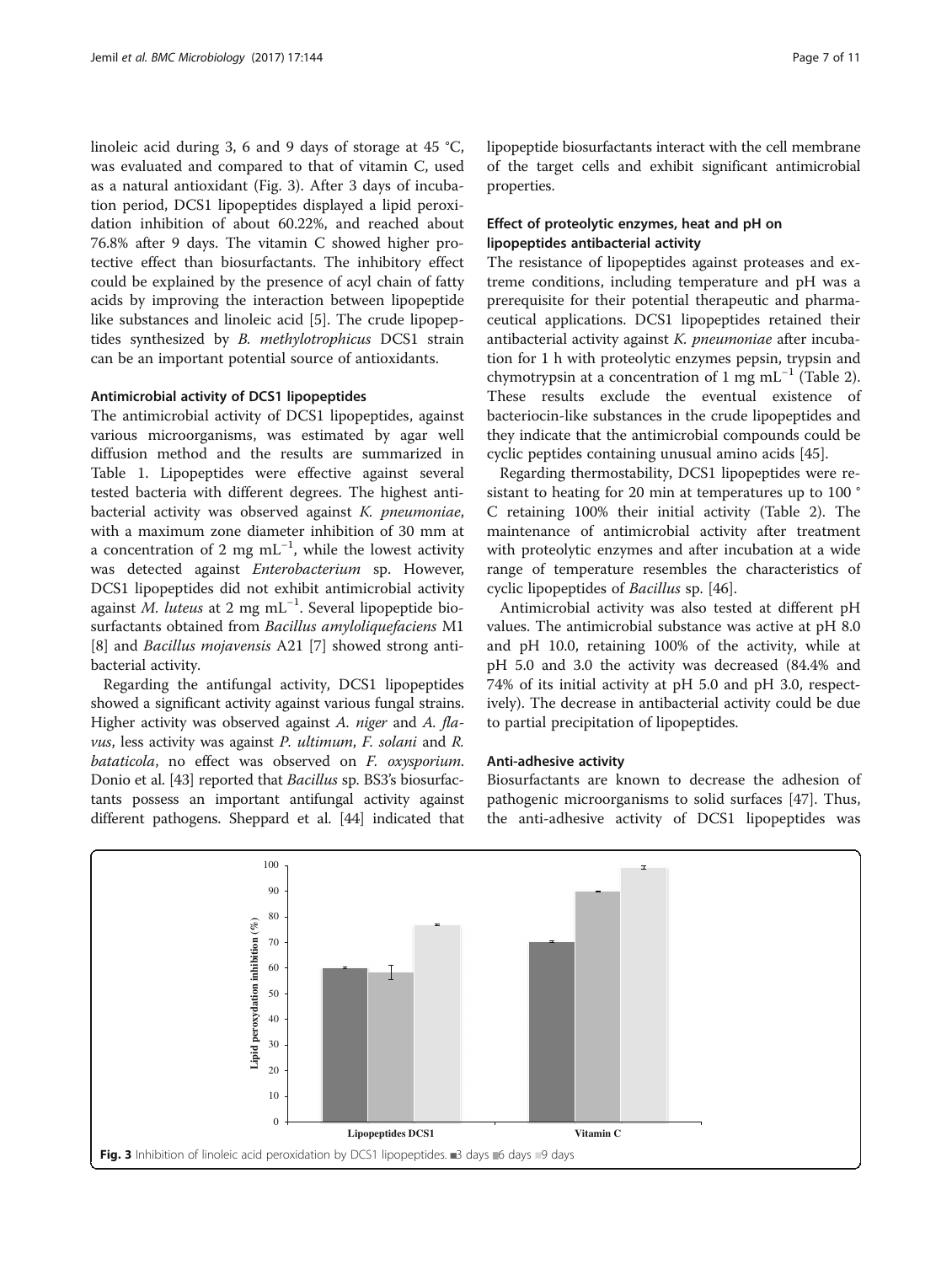linoleic acid during 3, 6 and 9 days of storage at 45 °C, was evaluated and compared to that of vitamin C, used as a natural antioxidant (Fig. 3). After 3 days of incubation period, DCS1 lipopeptides displayed a lipid peroxidation inhibition of about 60.22%, and reached about 76.8% after 9 days. The vitamin C showed higher protective effect than biosurfactants. The inhibitory effect could be explained by the presence of acyl chain of fatty acids by improving the interaction between lipopeptide like substances and linoleic acid [5]. The crude lipopeptides synthesized by *B. methylotrophicus* DCS1 strain can be an important potential source of antioxidants.

### Antimicrobial activity of DCS1 lipopeptides

The antimicrobial activity of DCS1 lipopeptides, against various microorganisms, was estimated by agar well diffusion method and the results are summarized in Table 1. Lipopeptides were effective against several tested bacteria with different degrees. The highest antibacterial activity was observed against *K. pneumoniae*, with a maximum zone diameter inhibition of 30 mm at a concentration of 2 mg $mL^{-1}$, while the lowest activity was detected against *Enterobacterium* sp. However, DCS1 lipopeptides did not exhibit antimicrobial activity against *M. luteus* at 2 mg $mL^{-1}$. Several lipopeptide biosurfactants obtained from *Bacillus amyloliquefaciens* M1 [8] and *Bacillus mojavensis* A21 [7] showed strong antibacterial activity.

Regarding the antifungal activity, DCS1 lipopeptides showed a significant activity against various fungal strains. Higher activity was observed against *A. niger* and *A. flavus*, less activity was against *P. ultimum*, *F. solani* and *R. bataticola*, no effect was observed on *F. oxysporium*. Donio et al. [43] reported that *Bacillus* sp. BS3's biosurfactants possess an important antifungal activity against different pathogens. Sheppard et al. [44] indicated that lipopeptide biosurfactants interact with the cell membrane of the target cells and exhibit significant antimicrobial properties.

### Effect of proteolytic enzymes, heat and pH on lipopeptides antibacterial activity

The resistance of lipopeptides against proteases and extreme conditions, including temperature and pH was a prerequisite for their potential therapeutic and pharmaceutical applications. DCS1 lipopeptides retained their antibacterial activity against *K. pneumoniae* after incubation for 1 h with proteolytic enzymes pepsin, trypsin and chymotrypsin at a concentration of 1 mg $mL^{-1}$ (Table 2). These results exclude the eventual existence of bacteriocin-like substances in the crude lipopeptides and they indicate that the antimicrobial compounds could be cyclic peptides containing unusual amino acids [45].

Regarding thermostability, DCS1 lipopeptides were resistant to heating for 20 min at temperatures up to 100 ° C retaining 100% their initial activity (Table 2). The maintenance of antimicrobial activity after treatment with proteolytic enzymes and after incubation at a wide range of temperature resembles the characteristics of cyclic lipopeptides of *Bacillus* sp. [46].

Antimicrobial activity was also tested at different pH values. The antimicrobial substance was active at pH 8.0 and pH 10.0, retaining 100% of the activity, while at pH 5.0 and 3.0 the activity was decreased (84.4% and 74% of its initial activity at pH 5.0 and pH 3.0, respectively). The decrease in antibacterial activity could be due to partial precipitation of lipopeptides.

### Anti-adhesive activity

Biosurfactants are known to decrease the adhesion of pathogenic microorganisms to solid surfaces [47]. Thus, the anti-adhesive activity of DCS1 lipopeptides was

**Fig. 3** Inhibition of linoleic acid peroxidation by DCS1 lipopeptides. ■3 days ■6 days ■9 days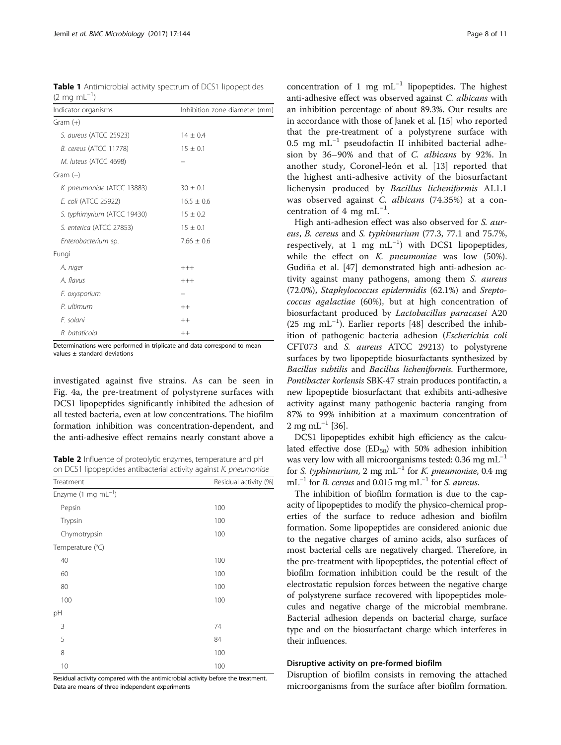**Table 1** Antimicrobial activity spectrum of DCS1 lipopeptides (2 mg mL$^{-1}$)

| Indicator organisms | Inhibition zone diameter (mm) |
|---|---|
| Gram (+) | |
| *S. aureus* (ATCC 25923) | 14 ± 0.4 |
| *B. cereus* (ATCC 11778) | 15 ± 0.1 |
| *M. luteus* (ATCC 4698) | – |
| Gram (−) | |
| *K. pneumoniae* (ATCC 13883) | 30 ± 0.1 |
| *E. coli* (ATCC 25922) | 16.5 ± 0.6 |
| *S. typhimyrium* (ATCC 19430) | 15 ± 0.2 |
| *S. enterica* (ATCC 27853) | 15 ± 0.1 |
| *Enterobacterium* sp. | 7.66 ± 0.6 |
| Fungi | |
| *A. niger* | +++ |
| *A. flavus* | +++ |
| *F. oxysporium* | – |
| *P. ultimum* | ++ |
| *F. solani* | ++ |
| *R. bataticola* | ++ |

Determinations were performed in triplicate and data correspond to mean values ± standard deviations

investigated against five strains. As can be seen in Fig. 4a, the pre-treatment of polystyrene surfaces with DCS1 lipopeptides significantly inhibited the adhesion of all tested bacteria, even at low concentrations. The biofilm formation inhibition was concentration-dependent, and the anti-adhesive effect remains nearly constant above a

**Table 2** Influence of proteolytic enzymes, temperature and pH on DCS1 lipopeptides antibacterial activity against *K. pneumoniae*

| Treatment | Residual activity (%) |
|---|---|
| Enzyme (1 mg mL$^{-1}$) | |
| Pepsin | 100 |
| Trypsin | 100 |
| Chymotrypsin | 100 |
| Temperature (°C) | |
| 40 | 100 |
| 60 | 100 |
| 80 | 100 |
| 100 | 100 |
| pH | |
| 3 | 74 |
| 5 | 84 |
| 8 | 100 |
| 10 | 100 |

Residual activity compared with the antimicrobial activity before the treatment. Data are means of three independent experiments

concentration of 1 mg mL$^{-1}$ lipopeptides. The highest anti-adhesive effect was observed against *C. albicans* with an inhibition percentage of about 89.3%. Our results are in accordance with those of Janek et al. [15] who reported that the pre-treatment of a polystyrene surface with 0.5 mg mL$^{-1}$ pseudofactin II inhibited bacterial adhesion by 36–90% and that of *C. albicans* by 92%. In another study, Coronel-león et al. [13] reported that the highest anti-adhesive activity of the biosurfactant lichenysin produced by *Bacillus licheniformis* AL1.1 was observed against *C. albicans* (74.35%) at a concentration of 4 mg mL$^{-1}$.

High anti-adhesion effect was also observed for *S. aureus*, *B. cereus* and *S. typhimurium* (77.3, 77.1 and 75.7%, respectively, at 1 mg mL$^{-1}$) with DCS1 lipopeptides, while the effect on *K. pneumoniae* was low (50%). Gudiña et al. [47] demonstrated high anti-adhesion activity against many pathogens, among them *S. aureus* (72.0%), *Staphylococcus epidermidis* (62.1%) and *Sreptococcus agalactiae* (60%), but at high concentration of biosurfactant produced by *Lactobacillus paracasei* A20 (25 mg mL$^{-1}$). Earlier reports [48] described the inhibition of pathogenic bacteria adhesion (*Escherichia coli* CFT073 and *S. aureus* ATCC 29213) to polystyrene surfaces by two lipopeptide biosurfactants synthesized by *Bacillus subtilis* and *Bacillus licheniformis*. Furthermore, *Pontibacter korlensis* SBK-47 strain produces pontifactin, a new lipopeptide biosurfactant that exhibits anti-adhesive activity against many pathogenic bacteria ranging from 87% to 99% inhibition at a maximum concentration of 2 mg mL$^{-1}$ [36].

DCS1 lipopeptides exhibit high efficiency as the calculated effective dose ($ED_{50}$) with 50% adhesion inhibition was very low with all microorganisms tested: 0.36 mg mL$^{-1}$ for *S. typhimurium*, 2 mg mL$^{-1}$ for *K. pneumoniae*, 0.4 mg mL$^{-1}$ for *B. cereus* and 0.015 mg mL$^{-1}$ for *S. aureus*.

The inhibition of biofilm formation is due to the capacity of lipopeptides to modify the physico-chemical properties of the surface to reduce adhesion and biofilm formation. Some lipopeptides are considered anionic due to the negative charges of amino acids, also surfaces of most bacterial cells are negatively charged. Therefore, in the pre-treatment with lipopeptides, the potential effect of biofilm formation inhibition could be the result of the electrostatic repulsion forces between the negative charge of polystyrene surface recovered with lipopeptides molecules and negative charge of the microbial membrane. Bacterial adhesion depends on bacterial charge, surface type and on the biosurfactant charge which interferes in their influences.

#### Disruptive activity on pre-formed biofilm

Disruption of biofilm consists in removing the attached microorganisms from the surface after biofilm formation.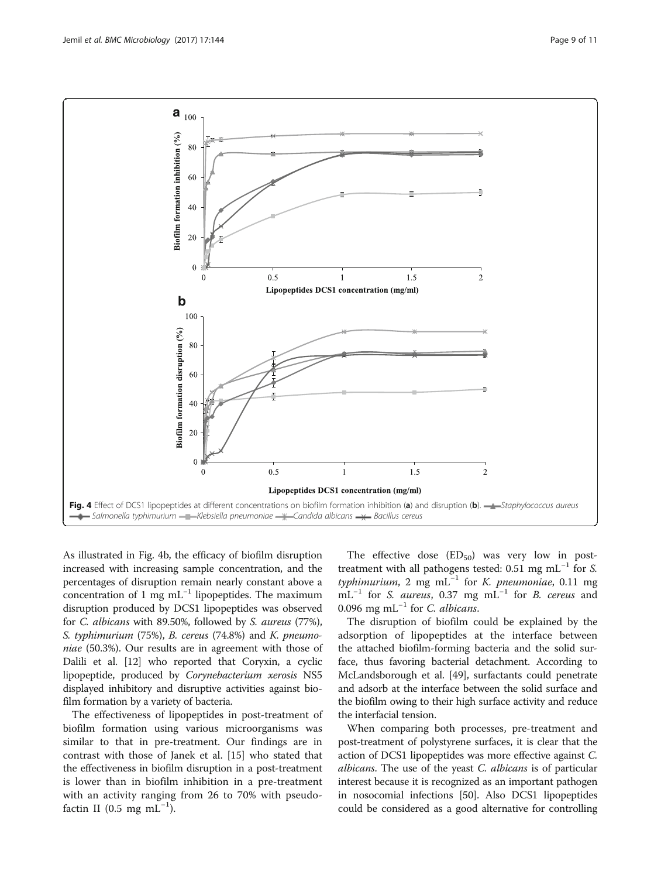Fig. 4 Effect of DCS1 lipopeptides at different concentrations on biofilm formation inhibition (a) and disruption (b). *Staphylococcus aureus* *Salmonella typhimurium* *Klebsiella pneumoniae* *Candida albicans* *Bacillus cereus*

As illustrated in Fig. 4b, the efficacy of biofilm disruption increased with increasing sample concentration, and the percentages of disruption remain nearly constant above a concentration of 1 mg $mL^{-1}$ lipopeptides. The maximum disruption produced by DCS1 lipopeptides was observed for *C. albicans* with 89.50%, followed by *S. aureus* (77%), *S. typhimurium* (75%), *B. cereus* (74.8%) and *K. pneumoniae* (50.3%). Our results are in agreement with those of Dalili et al. [12] who reported that Coryxin, a cyclic lipopeptide, produced by *Corynebacterium xerosis* NS5 displayed inhibitory and disruptive activities against biofilm formation by a variety of bacteria.

The effectiveness of lipopeptides in post-treatment of biofilm formation using various microorganisms was similar to that in pre-treatment. Our findings are in contrast with those of Janek et al. [15] who stated that the effectiveness in biofilm disruption in a post-treatment is lower than in biofilm inhibition in a pre-treatment with an activity ranging from 26 to 70% with pseudofactin II (0.5 mg $mL^{-1}$).

The effective dose ($ED_{50}$) was very low in post-treatment with all pathogens tested: 0.51 mg $mL^{-1}$ for *S. typhimurium*, 2 mg $mL^{-1}$ for *K. pneumoniae*, 0.11 mg $mL^{-1}$ for *S. aureus*, 0.37 mg $mL^{-1}$ for *B. cereus* and 0.096 mg $mL^{-1}$ for *C. albicans*.

The disruption of biofilm could be explained by the adsorption of lipopeptides at the interface between the attached biofilm-forming bacteria and the solid surface, thus favoring bacterial detachment. According to McLandsborough et al. [49], surfactants could penetrate and adsorb at the interface between the solid surface and the biofilm owing to their high surface activity and reduce the interfacial tension.

When comparing both processes, pre-treatment and post-treatment of polystyrene surfaces, it is clear that the action of DCS1 lipopeptides was more effective against *C. albicans*. The use of the yeast *C. albicans* is of particular interest because it is recognized as an important pathogen in nosocomial infections [50]. Also DCS1 lipopeptides could be considered as a good alternative for controlling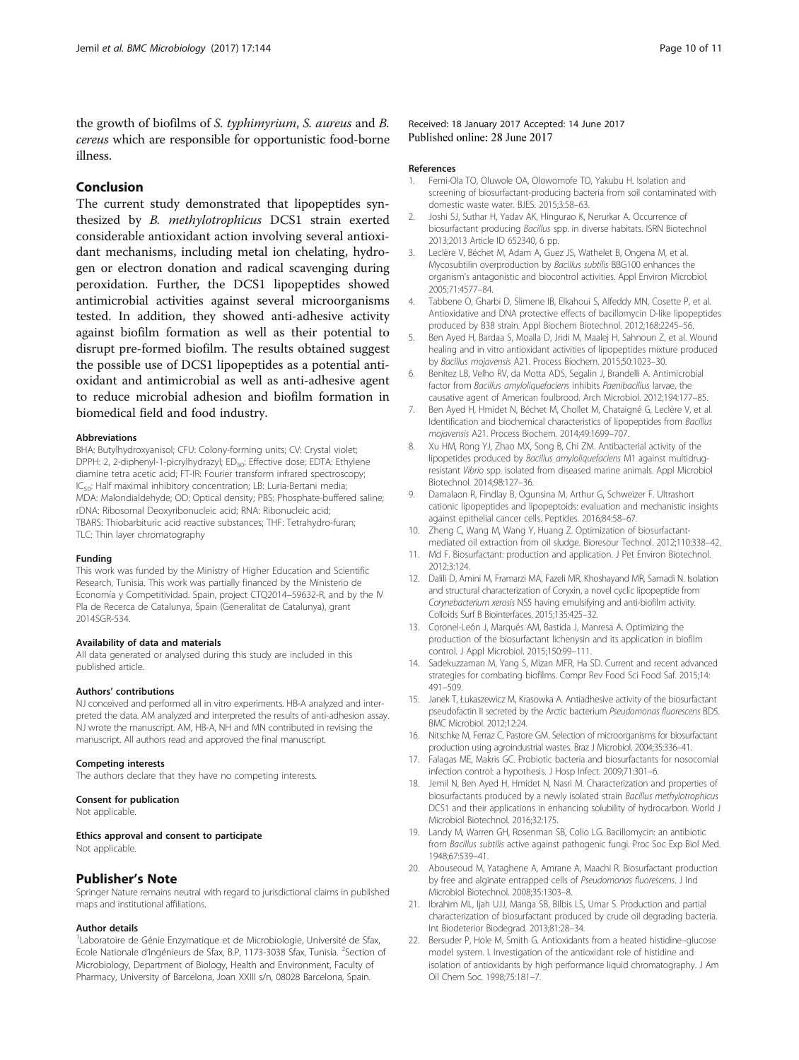the growth of biofilms of *S. typhimyrium*, *S. aureus* and *B. cereus* which are responsible for opportunistic food-borne illness.

## Conclusion

The current study demonstrated that lipopeptides synthesized by *B. methylotrophicus* DCS1 strain exerted considerable antioxidant action involving several antioxidant mechanisms, including metal ion chelating, hydrogen or electron donation and radical scavenging during peroxidation. Further, the DCS1 lipopeptides showed antimicrobial activities against several microorganisms tested. In addition, they showed anti-adhesive activity against biofilm formation as well as their potential to disrupt pre-formed biofilm. The results obtained suggest the possible use of DCS1 lipopeptides as a potential antioxidant and antimicrobial as well as anti-adhesive agent to reduce microbial adhesion and biofilm formation in biomedical field and food industry.

#### Abbreviations

BHA: Butylhydroxyanisol; CFU: Colony-forming units; CV: Crystal violet; DPPH: 2, 2-diphenyl-1-picrylhydrazyl; $ED_{50}$: Effective dose; EDTA: Ethylene diamine tetra acetic acid; FT-IR: Fourier transform infrared spectroscopy; $IC_{50}$: Half maximal inhibitory concentration; LB: Luria-Bertani media; MDA: Malondialdehyde; OD: Optical density; PBS: Phosphate-buffered saline; rDNA: Ribosomal Deoxyribonucleic acid; RNA: Ribonucleic acid; TBARS: Thiobarbituric acid reactive substances; THF: Tetrahydro-furan; TLC: Thin layer chromatography

#### Funding

This work was funded by the Ministry of Higher Education and Scientific Research, Tunisia. This work was partially financed by the Ministerio de Economía y Competitividad. Spain, project CTQ2014–59632-R, and by the IV Pla de Recerca de Catalunya, Spain (Generalitat de Catalunya), grant 2014SGR-534.

#### Availability of data and materials

All data generated or analysed during this study are included in this published article.

#### Authors' contributions

NJ conceived and performed all in vitro experiments. HB-A analyzed and interpreted the data. AM analyzed and interpreted the results of anti-adhesion assay. NJ wrote the manuscript. AM, HB-A, NH and MN contributed in revising the manuscript. All authors read and approved the final manuscript.

#### Competing interests

The authors declare that they have no competing interests.

#### Consent for publication

Not applicable.

#### Ethics approval and consent to participate

Not applicable.

## Publisher's Note

Springer Nature remains neutral with regard to jurisdictional claims in published maps and institutional affiliations.

#### Author details

[1]Laboratoire de Génie Enzymatique et de Microbiologie, Université de Sfax, Ecole Nationale d'Ingénieurs de Sfax, B.P, 1173-3038 Sfax, Tunisia. [2]Section of Microbiology, Department of Biology, Health and Environment, Faculty of Pharmacy, University of Barcelona, Joan XXIII s/n, 08028 Barcelona, Spain.

Received: 18 January 2017 Accepted: 14 June 2017
Published online: 28 June 2017

#### References

1. Femi-Ola TO, Oluwole OA, Olowomofe TO, Yakubu H. Isolation and screening of biosurfactant-producing bacteria from soil contaminated with domestic waste water. BJES. 2015;3:58–63.
2. Joshi SJ, Suthar H, Yadav AK, Hingurao K, Nerurkar A. Occurrence of biosurfactant producing *Bacillus* spp. in diverse habitats. ISRN Biotechnol 2013;2013 Article ID 652340, 6 pp.
3. Leclère V, Béchet M, Adam A, Guez JS, Wathelet B, Ongena M, et al. Mycosubtilin overproduction by *Bacillus subtilis* BBG100 enhances the organism's antagonistic and biocontrol activities. Appl Environ Microbiol. 2005;71:4577–84.
4. Tabbene O, Gharbi D, Slimene IB, Elkahoui S, Alfeddy MN, Cosette P, et al. Antioxidative and DNA protective effects of bacillomycin D-like lipopeptides produced by B38 strain. Appl Biochem Biotechnol. 2012;168:2245–56.
5. Ben Ayed H, Bardaa S, Moalla D, Jridi M, Maalej H, Sahnoun Z, et al. Wound healing and in vitro antioxidant activities of lipopeptides mixture produced by *Bacillus mojavensis* A21. Process Biochem. 2015;50:1023–30.
6. Benitez LB, Velho RV, da Motta ADS, Segalin J, Brandelli A. Antimicrobial factor from *Bacillus amyloliquefaciens* inhibits *Paenibacillus* larvae, the causative agent of American foulbrood. Arch Microbiol. 2012;194:177–85.
7. Ben Ayed H, Hmidet N, Béchet M, Chollet M, Chataigné G, Leclère V, et al. Identification and biochemical characteristics of lipopeptides from *Bacillus mojavensis* A21. Process Biochem. 2014;49:1699–707.
8. Xu HM, Rong YJ, Zhao MX, Song B, Chi ZM. Antibacterial activity of the lipopetides produced by *Bacillus amyloliquefaciens* M1 against multidrug-resistant *Vibrio* spp. isolated from diseased marine animals. Appl Microbiol Biotechnol. 2014;98:127–36.
9. Damalaon R, Findlay B, Ogunsina M, Arthur G, Schweizer F. Ultrashort cationic lipopeptides and lipopeptoids: evaluation and mechanistic insights against epithelial cancer cells. Peptides. 2016;84:58–67.
10. Zheng C, Wang M, Wang Y, Huang Z. Optimization of biosurfactant-mediated oil extraction from oil sludge. Bioresour Technol. 2012;110:338–42.
11. Md F. Biosurfactant: production and application. J Pet Environ Biotechnol. 2012;3:124.
12. Dalili D, Amini M, Framarzi MA, Fazeli MR, Khoshayand MR, Samadi N. Isolation and structural characterization of Coryxin, a novel cyclic lipopeptide from *Corynebacterium xerosis* NS5 having emulsifying and anti-biofilm activity. Colloids Surf B Biointerfaces. 2015;135:425–32.
13. Coronel-León J, Marqués AM, Bastida J, Manresa A. Optimizing the production of the biosurfactant lichenysin and its application in biofilm control. J Appl Microbiol. 2015;150:99–111.
14. Sadekuzzaman M, Yang S, Mizan MFR, Ha SD. Current and recent advanced strategies for combating biofilms. Compr Rev Food Sci Food Saf. 2015;14:491–509.
15. Janek T, Łukaszewicz M, Krasowka A. Antiadhesive activity of the biosurfactant pseudofactin II secreted by the Arctic bacterium *Pseudomonas fluorescens* BD5. BMC Microbiol. 2012;12:24.
16. Nitschke M, Ferraz C, Pastore GM. Selection of microorganisms for biosurfactant production using agroindustrial wastes. Braz J Microbiol. 2004;35:336–41.
17. Falagas ME, Makris GC. Probiotic bacteria and biosurfactants for nosocomial infection control: a hypothesis. J Hosp Infect. 2009;71:301–6.
18. Jemil N, Ben Ayed H, Hmidet N, Nasri M. Characterization and properties of biosurfactants produced by a newly isolated strain *Bacillus methylotrophicus* DCS1 and their applications in enhancing solubility of hydrocarbon. World J Microbiol Biotechnol. 2016;32:175.
19. Landy M, Warren GH, Rosenman SB, Colio LG. Bacillomycin: an antibiotic from *Bacillus subtilis* active against pathogenic fungi. Proc Soc Exp Biol Med. 1948;67:539–41.
20. Abouseoud M, Yataghene A, Amrane A, Maachi R. Biosurfactant production by free and alginate entrapped cells of *Pseudomonas fluorescens*. J Ind Microbiol Biotechnol. 2008;35:1303–8.
21. Ibrahim ML, Ijah UJJ, Manga SB, Bilbis LS, Umar S. Production and partial characterization of biosurfactant produced by crude oil degrading bacteria. Int Biodeterior Biodegrad. 2013;81:28–34.
22. Bersuder P, Hole M, Smith G. Antioxidants from a heated histidine–glucose model system. I. Investigation of the antioxidant role of histidine and isolation of antioxidants by high performance liquid chromatography. J Am Oil Chem Soc. 1998;75:181–7.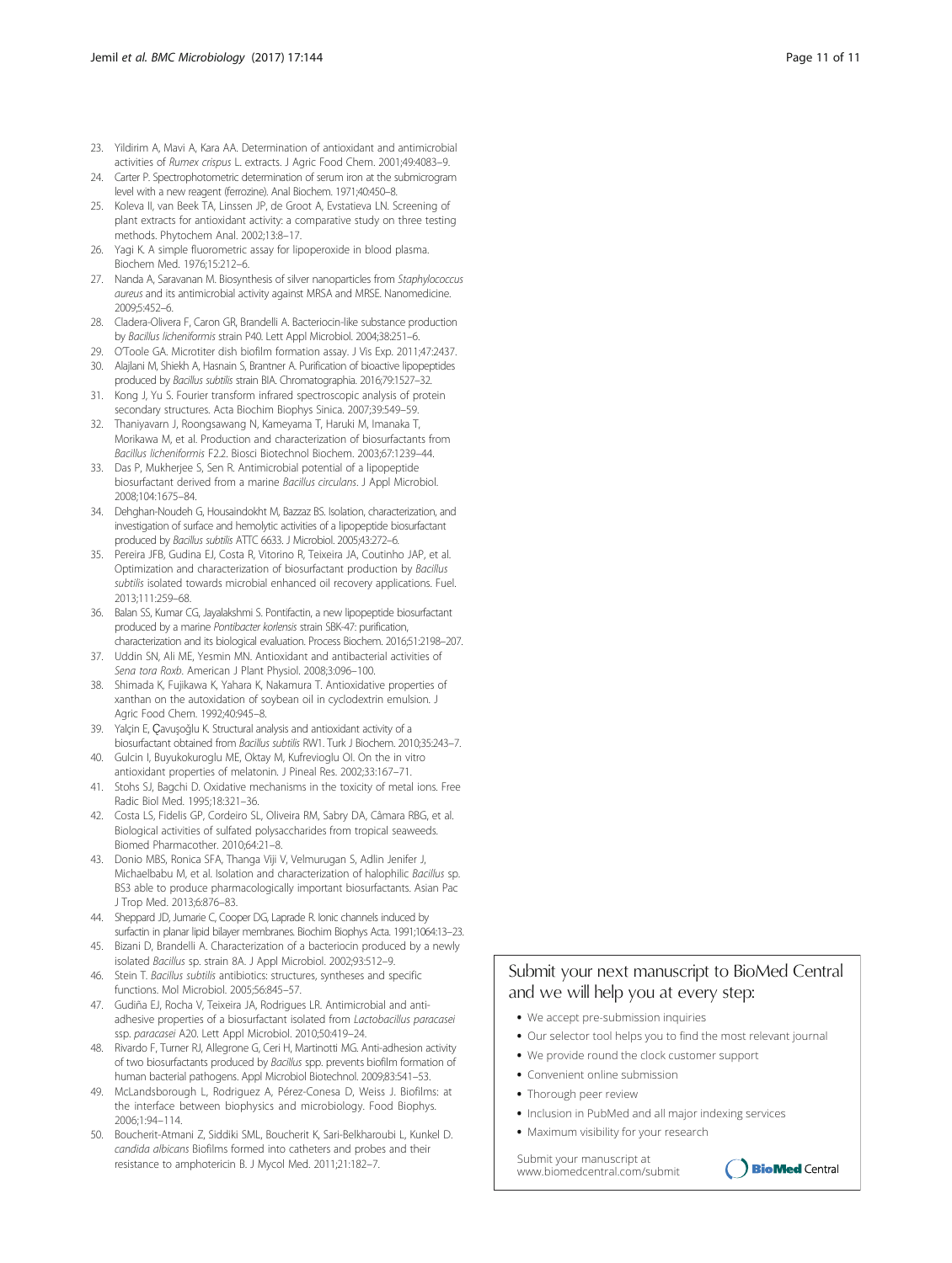23. Yildirim A, Mavi A, Kara AA. Determination of antioxidant and antimicrobial activities of *Rumex crispus* L. extracts. J Agric Food Chem. 2001;49:4083–9.
24. Carter P. Spectrophotometric determination of serum iron at the submicrogram level with a new reagent (ferrozine). Anal Biochem. 1971;40:450–8.
25. Koleva II, van Beek TA, Linssen JP, de Groot A, Evstatieva LN. Screening of plant extracts for antioxidant activity: a comparative study on three testing methods. Phytochem Anal. 2002;13:8–17.
26. Yagi K. A simple fluorometric assay for lipoperoxide in blood plasma. Biochem Med. 1976;15:212–6.
27. Nanda A, Saravanan M. Biosynthesis of silver nanoparticles from *Staphylococcus aureus* and its antimicrobial activity against MRSA and MRSE. Nanomedicine. 2009;5:452–6.
28. Cladera-Olivera F, Caron GR, Brandelli A. Bacteriocin-like substance production by *Bacillus licheniformis* strain P40. Lett Appl Microbiol. 2004;38:251–6.
29. O'Toole GA. Microtiter dish biofilm formation assay. J Vis Exp. 2011;47:2437.
30. Alajlani M, Shiekh A, Hasnain S, Brantner A. Purification of bioactive lipopeptides produced by *Bacillus subtilis* strain BIA. Chromatographia. 2016;79:1527–32.
31. Kong J, Yu S. Fourier transform infrared spectroscopic analysis of protein secondary structures. Acta Biochim Biophys Sinica. 2007;39:549–59.
32. Thaniyavarn J, Roongsawang N, Kameyama T, Haruki M, Imanaka T, Morikawa M, et al. Production and characterization of biosurfactants from *Bacillus licheniformis* F2.2. Biosci Biotechnol Biochem. 2003;67:1239–44.
33. Das P, Mukherjee S, Sen R. Antimicrobial potential of a lipopeptide biosurfactant derived from a marine *Bacillus circulans*. J Appl Microbiol. 2008;104:1675–84.
34. Dehghan-Noudeh G, Housaindokht M, Bazzaz BS. Isolation, characterization, and investigation of surface and hemolytic activities of a lipopeptide biosurfactant produced by *Bacillus subtilis* ATTC 6633. J Microbiol. 2005;43:272–6.
35. Pereira JFB, Gudina EJ, Costa R, Vitorino R, Teixeira JA, Coutinho JAP, et al. Optimization and characterization of biosurfactant production by *Bacillus subtilis* isolated towards microbial enhanced oil recovery applications. Fuel. 2013;111:259–68.
36. Balan SS, Kumar CG, Jayalakshmi S. Pontifactin, a new lipopeptide biosurfactant produced by a marine *Pontibacter korlensis* strain SBK-47: purification, characterization and its biological evaluation. Process Biochem. 2016;51:2198–207.
37. Uddin SN, Ali ME, Yesmin MN. Antioxidant and antibacterial activities of *Sena tora Roxb*. American J Plant Physiol. 2008;3:096–100.
38. Shimada K, Fujikawa K, Yahara K, Nakamura T. Antioxidative properties of xanthan on the autoxidation of soybean oil in cyclodextrin emulsion. J Agric Food Chem. 1992;40:945–8.
39. Yalçin E, Çavuşoğlu K. Structural analysis and antioxidant activity of a biosurfactant obtained from *Bacillus subtilis* RW1. Turk J Biochem. 2010;35:243–7.
40. Gulcin I, Buyukokuroglu ME, Oktay M, Kufrevioglu OI. On the in vitro antioxidant properties of melatonin. J Pineal Res. 2002;33:167–71.
41. Stohs SJ, Bagchi D. Oxidative mechanisms in the toxicity of metal ions. Free Radic Biol Med. 1995;18:321–36.
42. Costa LS, Fidelis GP, Cordeiro SL, Oliveira RM, Sabry DA, Câmara RBG, et al. Biological activities of sulfated polysaccharides from tropical seaweeds. Biomed Pharmacother. 2010;64:21–8.
43. Donio MBS, Ronica SFA, Thanga Viji V, Velmurugan S, Adlin Jenifer J, Michaelbabu M, et al. Isolation and characterization of halophilic *Bacillus* sp. BS3 able to produce pharmacologically important biosurfactants. Asian Pac J Trop Med. 2013;6:876–83.
44. Sheppard JD, Jumarie C, Cooper DG, Laprade R. Ionic channels induced by surfactin in planar lipid bilayer membranes. Biochim Biophys Acta. 1991;1064:13–23.
45. Bizani D, Brandelli A. Characterization of a bacteriocin produced by a newly isolated *Bacillus* sp. strain 8A. J Appl Microbiol. 2002;93:512–9.
46. Stein T. *Bacillus subtilis* antibiotics: structures, syntheses and specific functions. Mol Microbiol. 2005;56:845–57.
47. Gudiña EJ, Rocha V, Teixeira JA, Rodrigues LR. Antimicrobial and anti-adhesive properties of a biosurfactant isolated from *Lactobacillus paracasei* ssp. *paracasei* A20. Lett Appl Microbiol. 2010;50:419–24.
48. Rivardo F, Turner RJ, Allegrone G, Ceri H, Martinotti MG. Anti-adhesion activity of two biosurfactants produced by *Bacillus* spp. prevents biofilm formation of human bacterial pathogens. Appl Microbiol Biotechnol. 2009;83:541–53.
49. McLandsborough L, Rodriguez A, Pérez-Conesa D, Weiss J. Biofilms: at the interface between biophysics and microbiology. Food Biophys. 2006;1:94–114.
50. Boucherit-Atmani Z, Siddiki SML, Boucherit K, Sari-Belkharoubi L, Kunkel D. *candida albicans* Biofilms formed into catheters and probes and their resistance to amphotericin B. J Mycol Med. 2011;21:182–7.

Submit your next manuscript to BioMed Central and we will help you at every step:

- We accept pre-submission inquiries
- Our selector tool helps you to find the most relevant journal
- We provide round the clock customer support
- Convenient online submission
- Thorough peer review
- Inclusion in PubMed and all major indexing services
- Maximum visibility for your research

Submit your manuscript at www.biomedcentral.com/submit

BioMed Central